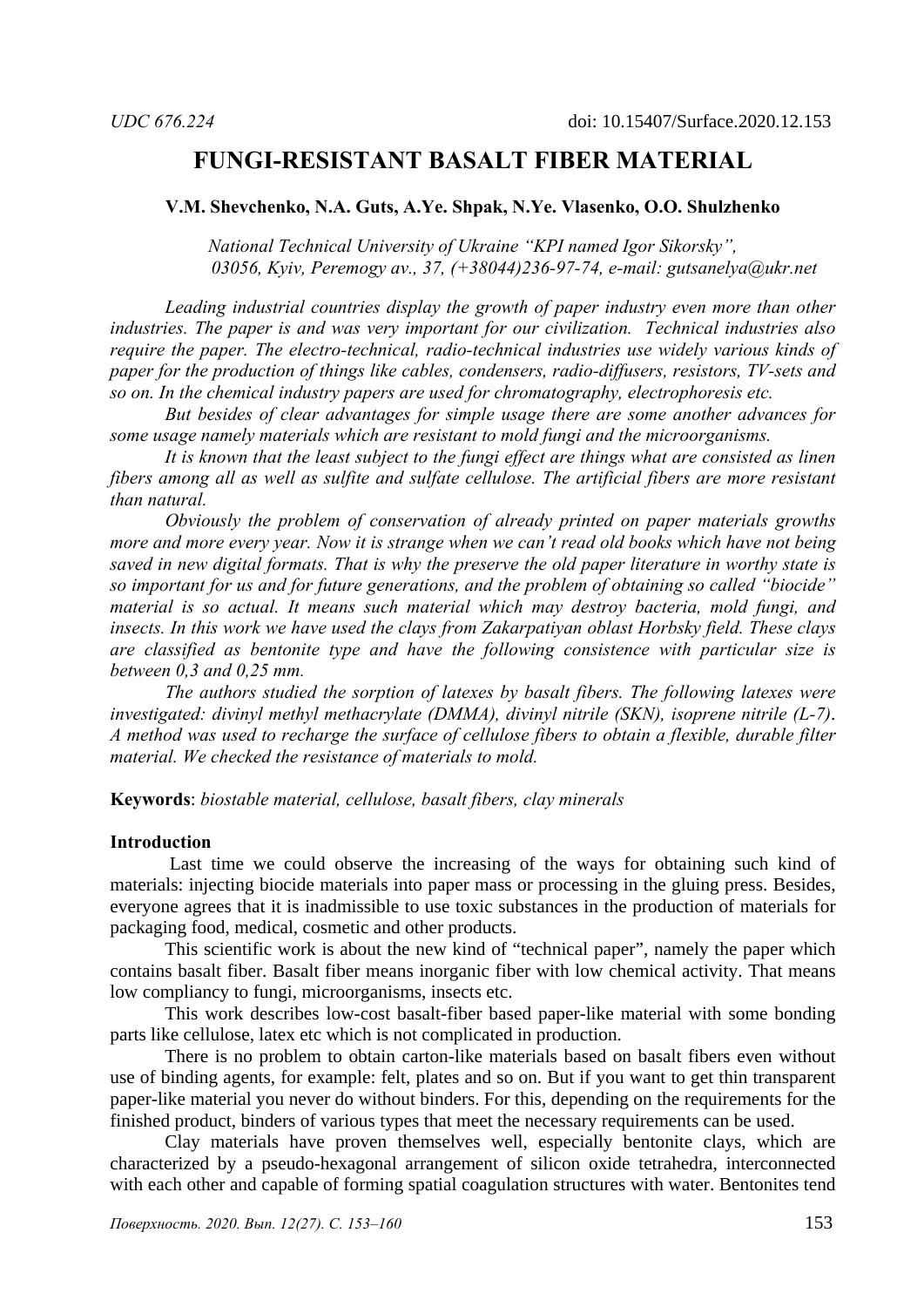*UDC 676.224* doi: 10.15407/Surface.2020.12.153

# FUNGI-RESISTANT BASALT FIBER MATERIAL

**V.M. Shevchenko, N.A. Guts, A.Ye. Shpak, N.Ye. Vlasenko, O.O. Shulzhenko**

*National Technical University of Ukraine "KPI named Igor Sikorsky", 03056, Kyiv, Peremogy av., 37, (+38044)236-97-74, e-mail: gutsanelya@ukr.net*

*Leading industrial countries display the growth of paper industry even more than other industries. The paper is and was very important for our civilization. Technical industries also require the paper. The electro-technical, radio-technical industries use widely various kinds of paper for the production of things like cables, condensers, radio-diffusers, resistors, TV-sets and so on. In the chemical industry papers are used for chromatography, electrophoresis etc.*

*But besides of clear advantages for simple usage there are some another advances for some usage namely materials which are resistant to mold fungi and the microorganisms.*

*It is known that the least subject to the fungi effect are things what are consisted as linen fibers among all as well as sulfite and sulfate cellulose. The artificial fibers are more resistant than natural.*

*Obviously the problem of conservation of already printed on paper materials growths more and more every year. Now it is strange when we can't read old books which have not being saved in new digital formats. That is why the preserve the old paper literature in worthy state is so important for us and for future generations, and the problem of obtaining so called "biocide" material is so actual. It means such material which may destroy bacteria, mold fungi, and insects. In this work we have used the clays from Zakarpatiyan oblast Horbsky field. These clays are classified as bentonite type and have the following consistence with particular size is between 0,3 and 0,25 mm.*

*The authors studied the sorption of latexes by basalt fibers. The following latexes were investigated: divinyl methyl methacrylate (DMMA), divinyl nitrile (SKN), isoprene nitrile (L-7). A method was used to recharge the surface of cellulose fibers to obtain a flexible, durable filter material. We checked the resistance of materials to mold.*

**Keywords**: *biostable material, cellulose, basalt fibers, clay minerals*

## Introduction

Last time we could observe the increasing of the ways for obtaining such kind of materials: injecting biocide materials into paper mass or processing in the gluing press. Besides, everyone agrees that it is inadmissible to use toxic substances in the production of materials for packaging food, medical, cosmetic and other products.

This scientific work is about the new kind of "technical paper", namely the paper which contains basalt fiber. Basalt fiber means inorganic fiber with low chemical activity. That means low compliancy to fungi, microorganisms, insects etc.

This work describes low-cost basalt-fiber based paper-like material with some bonding parts like cellulose, latex etc which is not complicated in production.

There is no problem to obtain carton-like materials based on basalt fibers even without use of binding agents, for example: felt, plates and so on. But if you want to get thin transparent paper-like material you never do without binders. For this, depending on the requirements for the finished product, binders of various types that meet the necessary requirements can be used.

Clay materials have proven themselves well, especially bentonite clays, which are characterized by a pseudo-hexagonal arrangement of silicon oxide tetrahedra, interconnected with each other and capable of forming spatial coagulation structures with water. Bentonites tend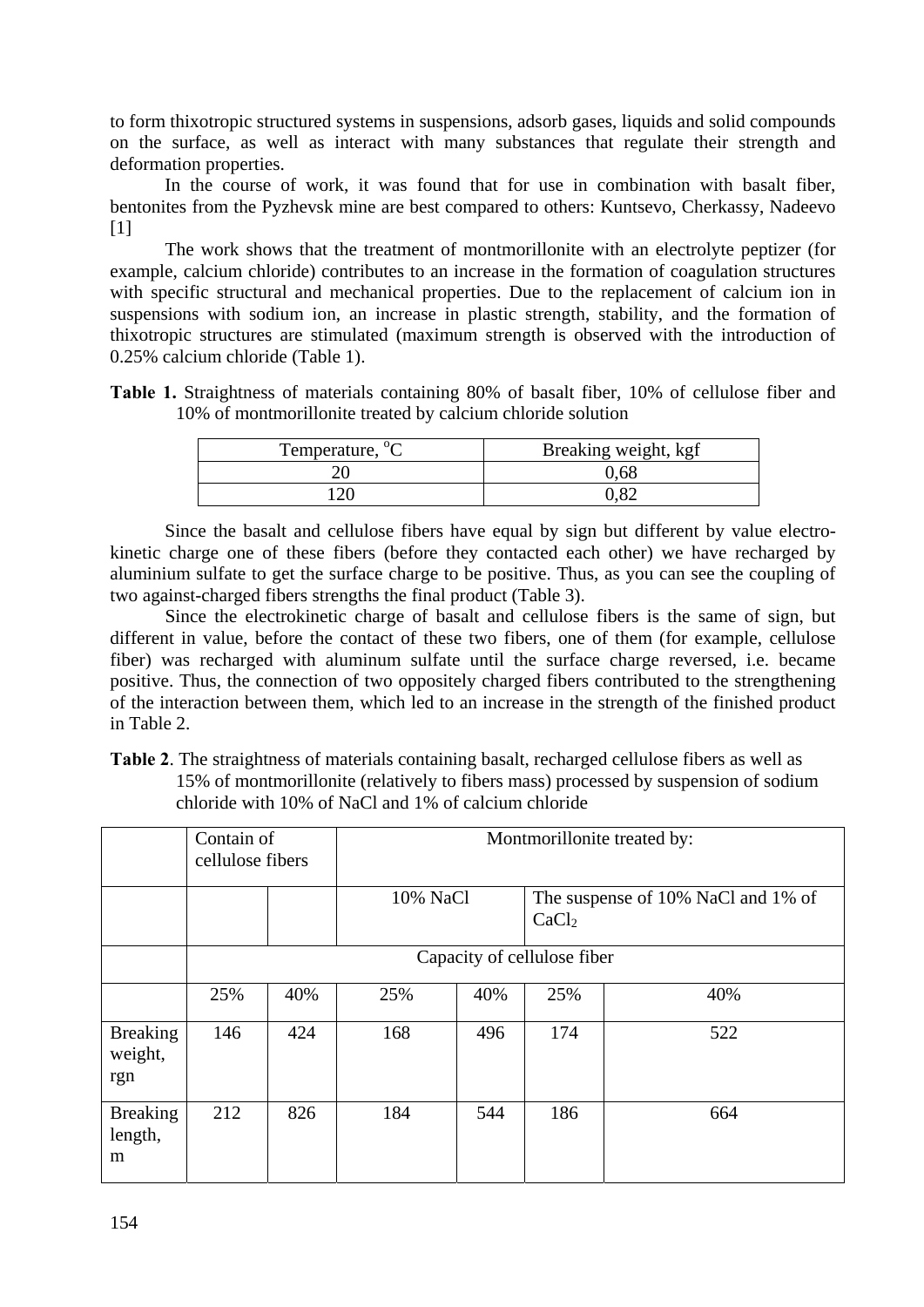to form thixotropic structured systems in suspensions, adsorb gases, liquids and solid compounds on the surface, as well as interact with many substances that regulate their strength and deformation properties.

In the course of work, it was found that for use in combination with basalt fiber, bentonites from the Pyzhevsk mine are best compared to others: Kuntsevo, Cherkassy, Nadeevo [1]

The work shows that the treatment of montmorillonite with an electrolyte peptizer (for example, calcium chloride) contributes to an increase in the formation of coagulation structures with specific structural and mechanical properties. Due to the replacement of calcium ion in suspensions with sodium ion, an increase in plastic strength, stability, and the formation of thixotropic structures are stimulated (maximum strength is observed with the introduction of 0.25% calcium chloride (Table 1).

**Table 1.** Straightness of materials containing 80% of basalt fiber, 10% of cellulose fiber and 10% of montmorillonite treated by calcium chloride solution

| Temperature, °C | Breaking weight, kgf |
|---|---|
| 20 | 0,68 |
| 120 | 0,82 |

Since the basalt and cellulose fibers have equal by sign but different by value electro-kinetic charge one of these fibers (before they contacted each other) we have recharged by aluminium sulfate to get the surface charge to be positive. Thus, as you can see the coupling of two against-charged fibers strengths the final product (Table 3).

Since the electrokinetic charge of basalt and cellulose fibers is the same of sign, but different in value, before the contact of these two fibers, one of them (for example, cellulose fiber) was recharged with aluminum sulfate until the surface charge reversed, i.e. became positive. Thus, the connection of two oppositely charged fibers contributed to the strengthening of the interaction between them, which led to an increase in the strength of the finished product in Table 2.

**Table 2**. The straightness of materials containing basalt, recharged cellulose fibers as well as 15% of montmorillonite (relatively to fibers mass) processed by suspension of sodium chloride with 10% of NaCl and 1% of calcium chloride

| | Contain of cellulose fibers | | Montmorillonite treated by: | | | |
|---|---|---|---|---|---|---|
| | | | 10% NaCl | | The suspense of 10% NaCl and 1% of $CaCl_2$ | |
| | Capacity of cellulose fiber | | | | | |
| | 25% | 40% | 25% | 40% | 25% | 40% |
| Breaking weight, rgn | 146 | 424 | 168 | 496 | 174 | 522 |
| Breaking length, m | 212 | 826 | 184 | 544 | 186 | 664 |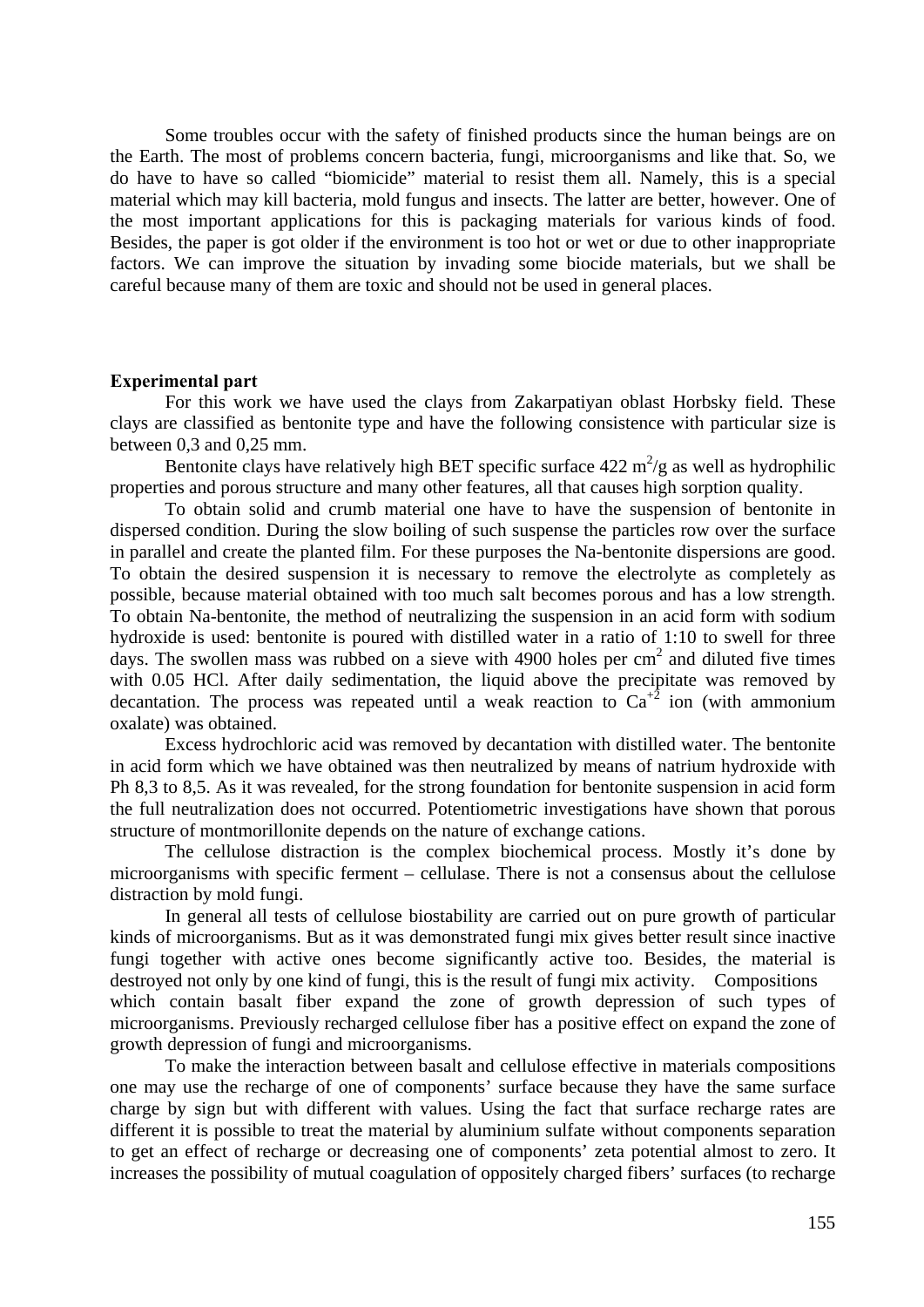Some troubles occur with the safety of finished products since the human beings are on the Earth. The most of problems concern bacteria, fungi, microorganisms and like that. So, we do have to have so called "biomicide" material to resist them all. Namely, this is a special material which may kill bacteria, mold fungus and insects. The latter are better, however. One of the most important applications for this is packaging materials for various kinds of food. Besides, the paper is got older if the environment is too hot or wet or due to other inappropriate factors. We can improve the situation by invading some biocide materials, but we shall be careful because many of them are toxic and should not be used in general places.

**Experimental part**

For this work we have used the clays from Zakarpatiyan oblast Horbsky field. These clays are classified as bentonite type and have the following consistence with particular size is between 0,3 and 0,25 mm.

Bentonite clays have relatively high BET specific surface 422 $m^2/g$ as well as hydrophilic properties and porous structure and many other features, all that causes high sorption quality.

To obtain solid and crumb material one have to have the suspension of bentonite in dispersed condition. During the slow boiling of such suspense the particles row over the surface in parallel and create the planted film. For these purposes the Na-bentonite dispersions are good. To obtain the desired suspension it is necessary to remove the electrolyte as completely as possible, because material obtained with too much salt becomes porous and has a low strength. To obtain Na-bentonite, the method of neutralizing the suspension in an acid form with sodium hydroxide is used: bentonite is poured with distilled water in a ratio of 1:10 to swell for three days. The swollen mass was rubbed on a sieve with 4900 holes per $cm^2$ and diluted five times with 0.05 HCl. After daily sedimentation, the liquid above the precipitate was removed by decantation. The process was repeated until a weak reaction to $Ca^{+2}$ ion (with ammonium oxalate) was obtained.

Excess hydrochloric acid was removed by decantation with distilled water. The bentonite in acid form which we have obtained was then neutralized by means of natrium hydroxide with Ph 8,3 to 8,5. As it was revealed, for the strong foundation for bentonite suspension in acid form the full neutralization does not occurred. Potentiometric investigations have shown that porous structure of montmorillonite depends on the nature of exchange cations.

The cellulose distraction is the complex biochemical process. Mostly it's done by microorganisms with specific ferment – cellulase. There is not a consensus about the cellulose distraction by mold fungi.

In general all tests of cellulose biostability are carried out on pure growth of particular kinds of microorganisms. But as it was demonstrated fungi mix gives better result since inactive fungi together with active ones become significantly active too. Besides, the material is destroyed not only by one kind of fungi, this is the result of fungi mix activity. Compositions which contain basalt fiber expand the zone of growth depression of such types of microorganisms. Previously recharged cellulose fiber has a positive effect on expand the zone of growth depression of fungi and microorganisms.

To make the interaction between basalt and cellulose effective in materials compositions one may use the recharge of one of components' surface because they have the same surface charge by sign but with different with values. Using the fact that surface recharge rates are different it is possible to treat the material by aluminium sulfate without components separation to get an effect of recharge or decreasing one of components' zeta potential almost to zero. It increases the possibility of mutual coagulation of oppositely charged fibers' surfaces (to recharge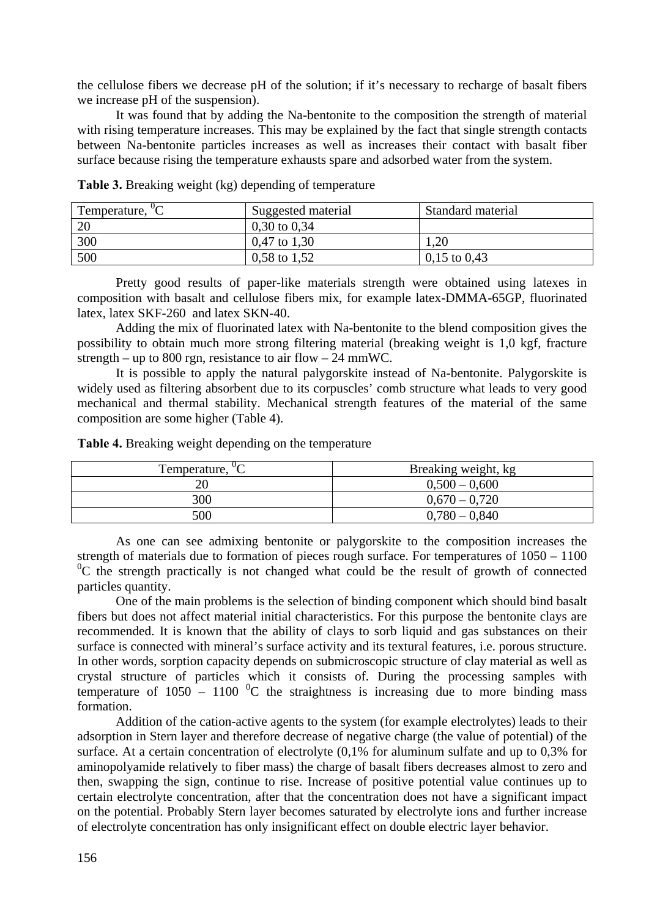the cellulose fibers we decrease pH of the solution; if it's necessary to recharge of basalt fibers we increase pH of the suspension).

It was found that by adding the Na-bentonite to the composition the strength of material with rising temperature increases. This may be explained by the fact that single strength contacts between Na-bentonite particles increases as well as increases their contact with basalt fiber surface because rising the temperature exhausts spare and adsorbed water from the system.

**Table 3.** Breaking weight (kg) depending of temperature

| Temperature, $^0$C | Suggested material | Standard material |
|---|---|---|
| 20 | 0,30 to 0,34 | |
| 300 | 0,47 to 1,30 | 1,20 |
| 500 | 0,58 to 1,52 | 0,15 to 0,43 |

Pretty good results of paper-like materials strength were obtained using latexes in composition with basalt and cellulose fibers mix, for example latex-DMMA-65GP, fluorinated latex, latex SKF-260 and latex SKN-40.

Adding the mix of fluorinated latex with Na-bentonite to the blend composition gives the possibility to obtain much more strong filtering material (breaking weight is 1,0 kgf, fracture strength – up to 800 rgn, resistance to air flow – 24 mmWC.

It is possible to apply the natural palygorskite instead of Na-bentonite. Palygorskite is widely used as filtering absorbent due to its corpuscles' comb structure what leads to very good mechanical and thermal stability. Mechanical strength features of the material of the same composition are some higher (Table 4).

**Table 4.** Breaking weight depending on the temperature

| Temperature, $^0$C | Breaking weight, kg |
|---|---|
| 20 | 0,500 – 0,600 |
| 300 | 0,670 – 0,720 |
| 500 | 0,780 – 0,840 |

As one can see admixing bentonite or palygorskite to the composition increases the strength of materials due to formation of pieces rough surface. For temperatures of 1050 – 1100 $^0$C the strength practically is not changed what could be the result of growth of connected particles quantity.

One of the main problems is the selection of binding component which should bind basalt fibers but does not affect material initial characteristics. For this purpose the bentonite clays are recommended. It is known that the ability of clays to sorb liquid and gas substances on their surface is connected with mineral's surface activity and its textural features, i.e. porous structure. In other words, sorption capacity depends on submicroscopic structure of clay material as well as crystal structure of particles which it consists of. During the processing samples with temperature of 1050 – 1100 $^0$C the straightness is increasing due to more binding mass formation.

Addition of the cation-active agents to the system (for example electrolytes) leads to their adsorption in Stern layer and therefore decrease of negative charge (the value of potential) of the surface. At a certain concentration of electrolyte (0,1% for aluminum sulfate and up to 0,3% for aminopolyamide relatively to fiber mass) the charge of basalt fibers decreases almost to zero and then, swapping the sign, continue to rise. Increase of positive potential value continues up to certain electrolyte concentration, after that the concentration does not have a significant impact on the potential. Probably Stern layer becomes saturated by electrolyte ions and further increase of electrolyte concentration has only insignificant effect on double electric layer behavior.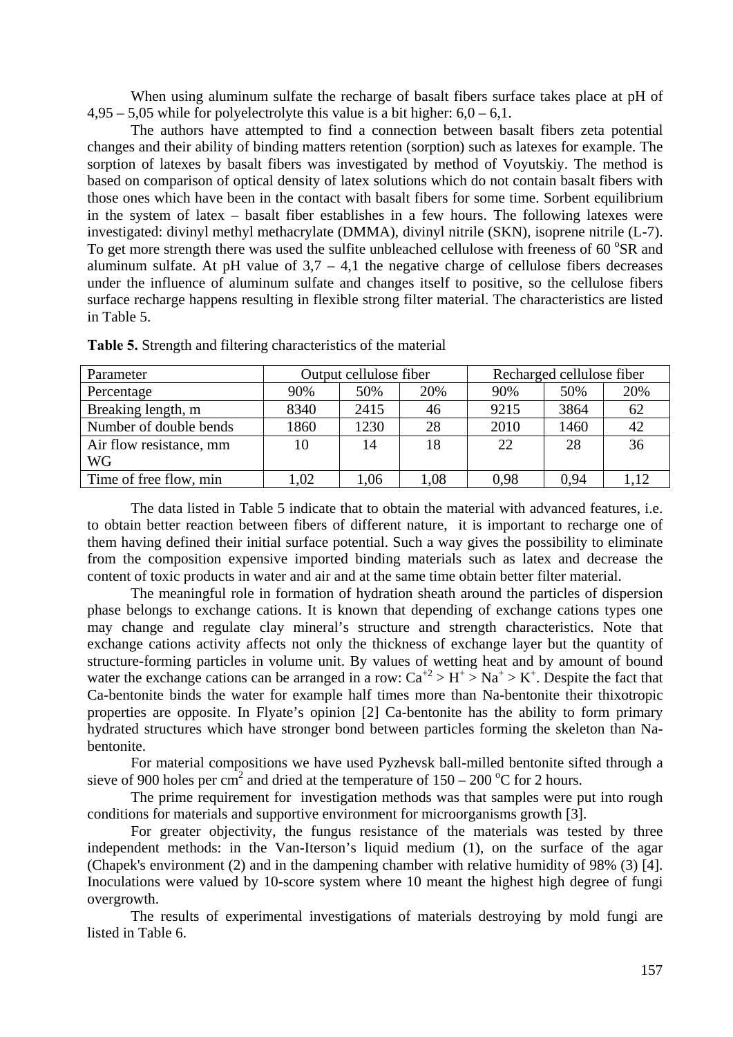When using aluminum sulfate the recharge of basalt fibers surface takes place at pH of 4,95 – 5,05 while for polyelectrolyte this value is a bit higher: 6,0 – 6,1.

The authors have attempted to find a connection between basalt fibers zeta potential changes and their ability of binding matters retention (sorption) such as latexes for example. The sorption of latexes by basalt fibers was investigated by method of Voyutskiy. The method is based on comparison of optical density of latex solutions which do not contain basalt fibers with those ones which have been in the contact with basalt fibers for some time. Sorbent equilibrium in the system of latex – basalt fiber establishes in a few hours. The following latexes were investigated: divinyl methyl methacrylate (DMMA), divinyl nitrile (SKN), isoprene nitrile (L-7). To get more strength there was used the sulfite unbleached cellulose with freeness of 60 °SR and aluminum sulfate. At pH value of 3,7 – 4,1 the negative charge of cellulose fibers decreases under the influence of aluminum sulfate and changes itself to positive, so the cellulose fibers surface recharge happens resulting in flexible strong filter material. The characteristics are listed in Table 5.

**Table 5.** Strength and filtering characteristics of the material

| Parameter | Output cellulose fiber | | | Recharged cellulose fiber | | |
|---|---|---|---|---|---|---|
| Percentage | 90% | 50% | 20% | 90% | 50% | 20% |
| Breaking length, m | 8340 | 2415 | 46 | 9215 | 3864 | 62 |
| Number of double bends | 1860 | 1230 | 28 | 2010 | 1460 | 42 |
| Air flow resistance, mm WG | 10 | 14 | 18 | 22 | 28 | 36 |
| Time of free flow, min | 1,02 | 1,06 | 1,08 | 0,98 | 0,94 | 1,12 |

The data listed in Table 5 indicate that to obtain the material with advanced features, i.e. to obtain better reaction between fibers of different nature, it is important to recharge one of them having defined their initial surface potential. Such a way gives the possibility to eliminate from the composition expensive imported binding materials such as latex and decrease the content of toxic products in water and air and at the same time obtain better filter material.

The meaningful role in formation of hydration sheath around the particles of dispersion phase belongs to exchange cations. It is known that depending of exchange cations types one may change and regulate clay mineral's structure and strength characteristics. Note that exchange cations activity affects not only the thickness of exchange layer but the quantity of structure-forming particles in volume unit. By values of wetting heat and by amount of bound water the exchange cations can be arranged in a row: $Ca^{+2} > H^{+} > Na^{+} > K^{+}$. Despite the fact that Ca-bentonite binds the water for example half times more than Na-bentonite their thixotropic properties are opposite. In Flyate's opinion [2] Ca-bentonite has the ability to form primary hydrated structures which have stronger bond between particles forming the skeleton than Na-bentonite.

For material compositions we have used Pyzhevsk ball-milled bentonite sifted through a sieve of 900 holes per $cm^2$ and dried at the temperature of 150 – 200 °C for 2 hours.

The prime requirement for investigation methods was that samples were put into rough conditions for materials and supportive environment for microorganisms growth [3].

For greater objectivity, the fungus resistance of the materials was tested by three independent methods: in the Van-Iterson's liquid medium (1), on the surface of the agar (Chapek's environment (2) and in the dampening chamber with relative humidity of 98% (3) [4]. Inoculations were valued by 10-score system where 10 meant the highest high degree of fungi overgrowth.

The results of experimental investigations of materials destroying by mold fungi are listed in Table 6.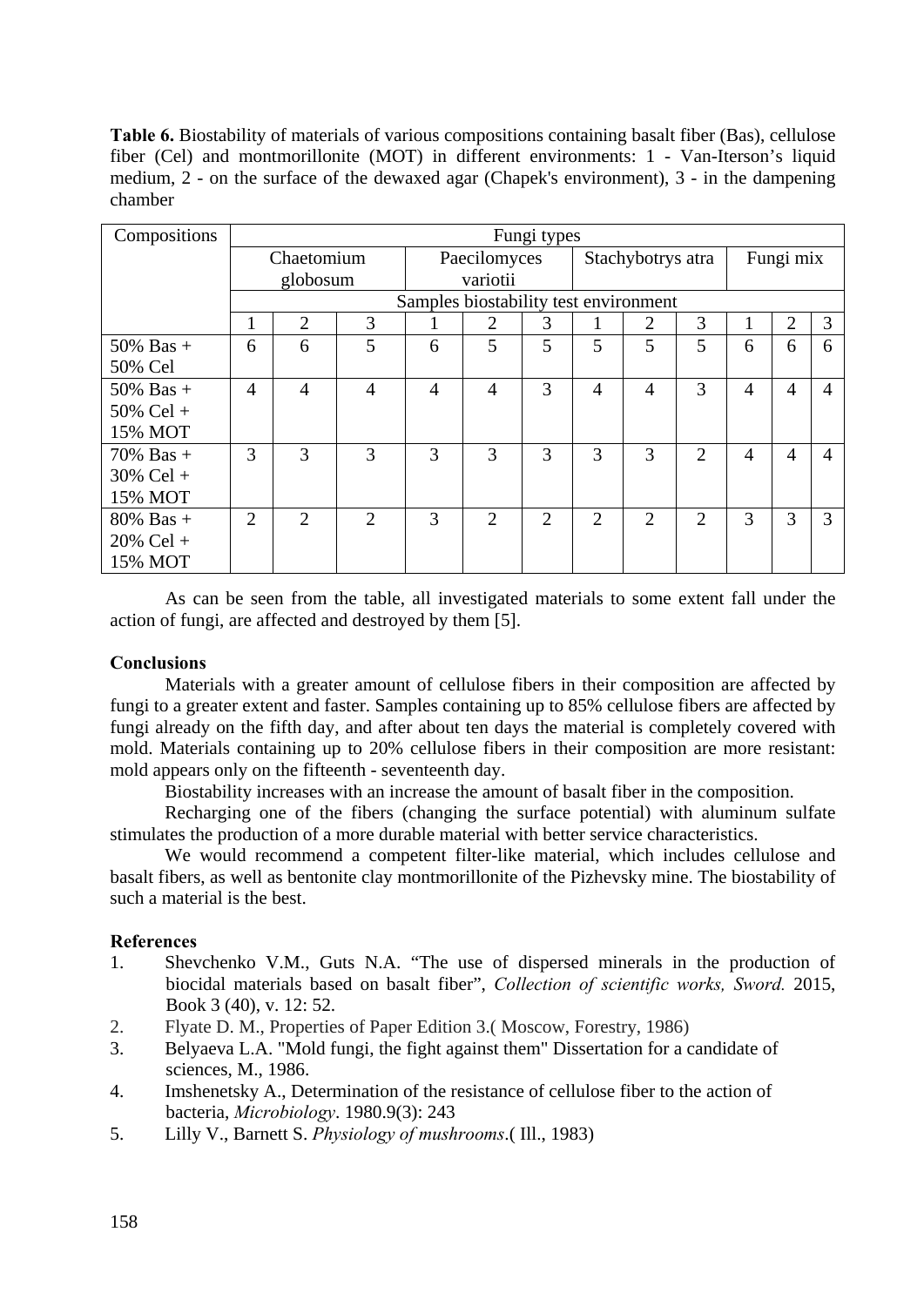**Table 6.** Biostability of materials of various compositions containing basalt fiber (Bas), cellulose fiber (Cel) and montmorillonite (MOT) in different environments: 1 - Van-Iterson's liquid medium, 2 - on the surface of the dewaxed agar (Chapek's environment), 3 - in the dampening chamber

| Compositions | Fungi types | | | | | | | | | | | |
|---|---|---|---|---|---|---|---|---|---|---|---|---|
| | Chaetomium globosum | | | Paecilomyces variotii | | | Stachybotrys atra | | | Fungi mix | | |
| | Samples biostability test environment | | | | | | | | | | | |
| | 1 | 2 | 3 | 1 | 2 | 3 | 1 | 2 | 3 | 1 | 2 | 3 |
| 50% Bas + 50% Cel | 6 | 6 | 5 | 6 | 5 | 5 | 5 | 5 | 5 | 6 | 6 | 6 |
| 50% Bas + 50% Cel + 15% MOT | 4 | 4 | 4 | 4 | 4 | 3 | 4 | 4 | 3 | 4 | 4 | 4 |
| 70% Bas + 30% Cel + 15% MOT | 3 | 3 | 3 | 3 | 3 | 3 | 3 | 3 | 2 | 4 | 4 | 4 |
| 80% Bas + 20% Cel + 15% MOT | 2 | 2 | 2 | 3 | 2 | 2 | 2 | 2 | 2 | 3 | 3 | 3 |

As can be seen from the table, all investigated materials to some extent fall under the action of fungi, are affected and destroyed by them [5].

## Conclusions

Materials with a greater amount of cellulose fibers in their composition are affected by fungi to a greater extent and faster. Samples containing up to 85% cellulose fibers are affected by fungi already on the fifth day, and after about ten days the material is completely covered with mold. Materials containing up to 20% cellulose fibers in their composition are more resistant: mold appears only on the fifteenth - seventeenth day.

Biostability increases with an increase the amount of basalt fiber in the composition.

Recharging one of the fibers (changing the surface potential) with aluminum sulfate stimulates the production of a more durable material with better service characteristics.

We would recommend a competent filter-like material, which includes cellulose and basalt fibers, as well as bentonite clay montmorillonite of the Pizhevsky mine. The biostability of such a material is the best.

## References

1. Shevchenko V.M., Guts N.A. "The use of dispersed minerals in the production of biocidal materials based on basalt fiber", *Collection of scientific works, Sword.* 2015, Book 3 (40), v. 12: 52.
2. Flyate D. M., Properties of Paper Edition 3.( Moscow, Forestry, 1986)
3. Belyaeva L.A. "Mold fungi, the fight against them" Dissertation for a candidate of sciences, M., 1986.
4. Imshenetsky A., Determination of the resistance of cellulose fiber to the action of bacteria, *Microbiology*. 1980.9(3): 243
5. Lilly V., Barnett S. *Physiology of mushrooms*.( Ill., 1983)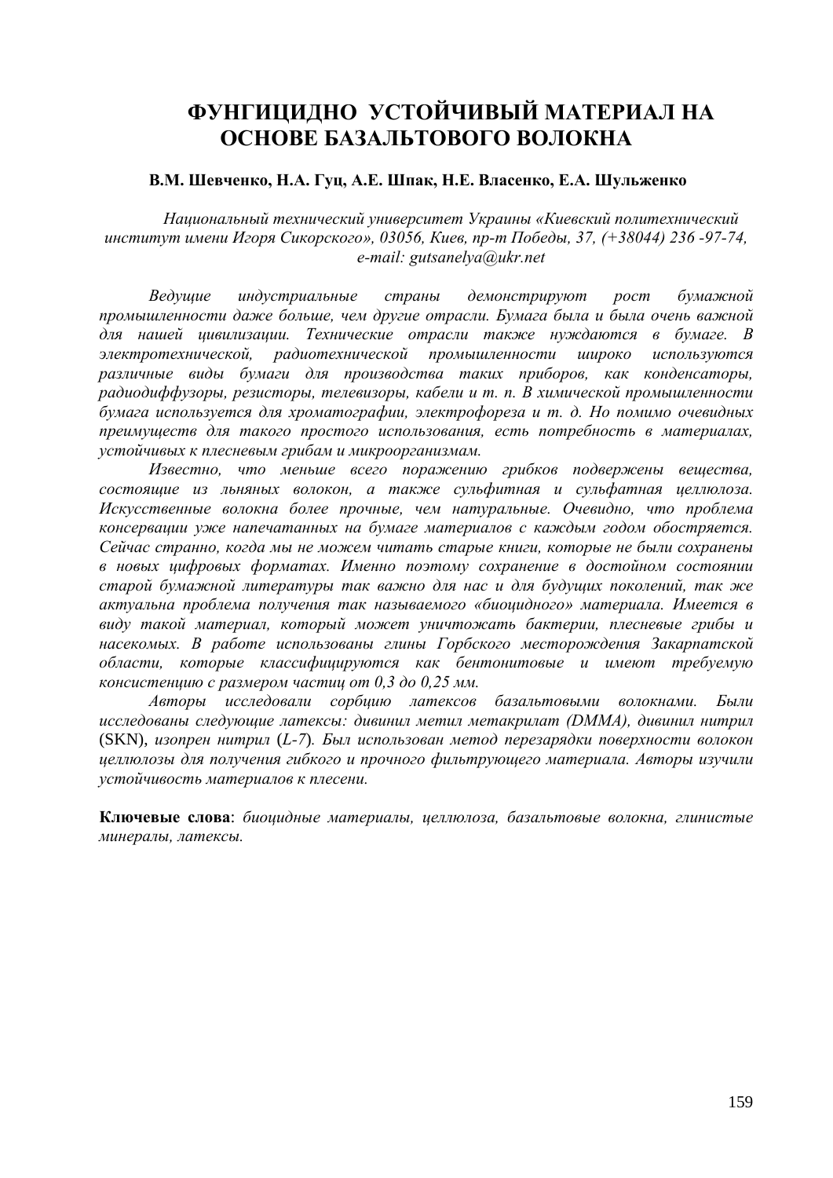# ФУНГИЦИДНО УСТОЙЧИВЫЙ МАТЕРИАЛ НА ОСНОВЕ БАЗАЛЬТОВОГО ВОЛОКНА

**В.М. Шевченко, Н.А. Гуц, А.Е. Шпак, Н.Е. Власенко, Е.А. Шульженко**

*Национальный технический университет Украины «Киевский политехнический институт имени Игоря Сикорского», 03056, Киев, пр-т Победы, 37, (+38044) 236 -97-74, e-mail: gutsanelya@ukr.net*

*Ведущие индустриальные страны демонстрируют рост бумажной промышленности даже больше, чем другие отрасли. Бумага была и была очень важной для нашей цивилизации. Технические отрасли также нуждаются в бумаге. В электротехнической, радиотехнической промышленности широко используются различные виды бумаги для производства таких приборов, как конденсаторы, радиодиффузоры, резисторы, телевизоры, кабели и т. п. В химической промышленности бумага используется для хроматографии, электрофореза и т. д. Но помимо очевидных преимуществ для такого простого использования, есть потребность в материалах, устойчивых к плесневым грибам и микроорганизмам.*

*Известно, что меньше всего поражению грибков подвержены вещества, состоящие из льняных волокон, а также сульфитная и сульфатная целлюлоза. Искусственные волокна более прочные, чем натуральные. Очевидно, что проблема консервации уже напечатанных на бумаге материалов с каждым годом обостряется. Сейчас странно, когда мы не можем читать старые книги, которые не были сохранены в новых цифровых форматах. Именно поэтому сохранение в достойном состоянии старой бумажной литературы так важно для нас и для будущих поколений, так же актуальна проблема получения так называемого «биоцидного» материала. Имеется в виду такой материал, который может уничтожать бактерии, плесневые грибы и насекомых. В работе использованы глины Горбского месторождения Закарпатской области, которые классифицируются как бентонитовые и имеют требуемую консистенцию с размером частиц от 0,3 до 0,25 мм.*

*Авторы исследовали сорбцию латексов базальтовыми волокнами. Были исследованы следующие латексы: дивинил метил метакрилат (DMMA), дивинил нитрил* (SKN), *изопрен нитрил* (*L-7*)*. Был использован метод перезарядки поверхности волокон целлюлозы для получения гибкого и прочного фильтрующего материала. Авторы изучили устойчивость материалов к плесени.*

**Ключевые слова**: *биоцидные материалы, целлюлоза, базальтовые волокна, глинистые минералы, латексы.*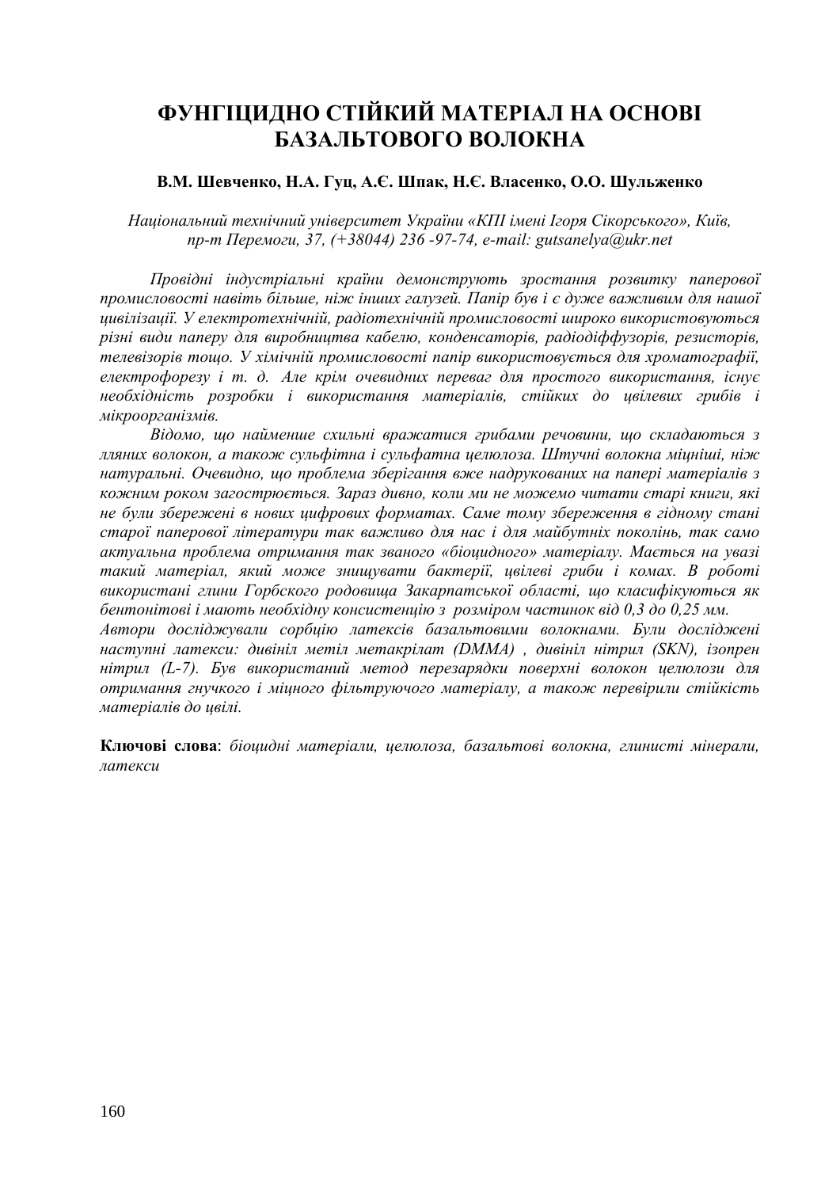# ФУНГІЦИДНО СТІЙКИЙ МАТЕРІАЛ НА ОСНОВІ БАЗАЛЬТОВОГО ВОЛОКНА

**В.М. Шевченко, Н.А. Гуц, А.Є. Шпак, Н.Є. Власенко, О.О. Шульженко**

*Національний технічний університет України «КПІ імені Ігоря Сікорського», Київ, пр-т Перемоги, 37, (+38044) 236 -97-74, e-mail: gutsanelya@ukr.net*

*Провідні індустріальні країни демонструють зростання розвитку паперової промисловості навіть більше, ніж інших галузей. Папір був і є дуже важливим для нашої цивілізації. У електротехнічній, радіотехнічній промисловості широко використовуються різні види паперу для виробництва кабелю, конденсаторів, радіодіффузорів, резисторів, телевізорів тощо. У хімічній промисловості папір використовується для хроматографії, електрофорезу і т. д. Але крім очевидних переваг для простого використання, існує необхідність розробки і використання матеріалів, стійких до цвілевих грибів і мікроорганізмів.*

*Відомо, що найменше схильні вражатися грибами речовини, що складаються з лляних волокон, а також сульфітна і сульфатна целюлоза. Штучні волокна міцніші, ніж натуральні. Очевидно, що проблема зберігання вже надрукованих на папері матеріалів з кожним роком загострюється. Зараз дивно, коли ми не можемо читати старі книги, які не були збережені в нових цифрових форматах. Саме тому збереження в гідному стані старої паперової літератури так важливо для нас і для майбутніх поколінь, так само актуальна проблема отримання так званого «біоцидного» матеріалу. Мається на увазі такий матеріал, який може знищувати бактерії, цвілеві гриби і комах. В роботі використані глини Горбского родовища Закарпатської області, що класифікуються як бентонітові і мають необхідну консистенцію з розміром частинок від 0,3 до 0,25 мм.*

*Автори досліджували сорбцію латексів базальтовими волокнами. Були досліджені наступні латекси: дивініл метіл метакрілат (DMMA) , дивініл нітрил (SKN), ізопрен нітрил (L-7). Був використаний метод перезарядки поверхні волокон целюлози для отримання гнучкого і міцного фільтруючого матеріалу, а також перевірили стійкість матеріалів до цвілі.*

**Ключові слова**: *біоцидні матеріали, целюлоза, базальтові волокна, глинисті мінерали, латекси*